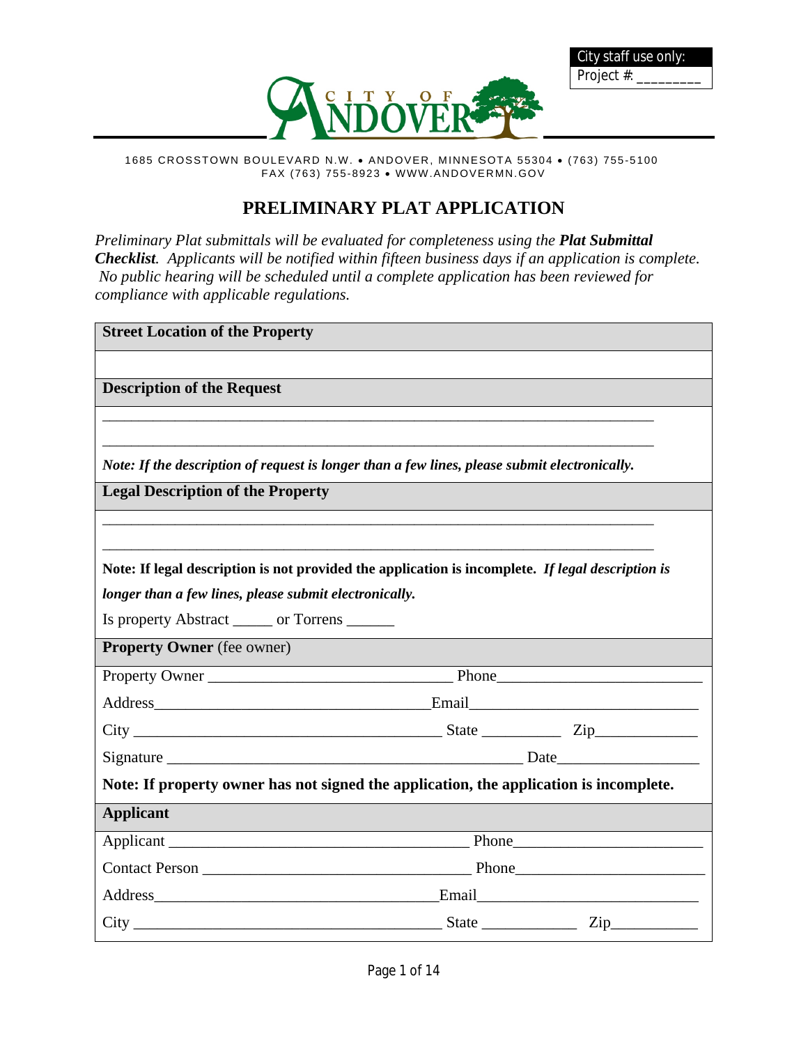City staff use only:
Project #: ________

CITY OF ANDOVER

1685 CROSSTOWN BOULEVARD N.W. • ANDOVER, MINNESOTA 55304 • (763) 755-5100
FAX (763) 755-8923 • WWW.ANDOVERMN.GOV

# PRELIMINARY PLAT APPLICATION

*Preliminary Plat submittals will be evaluated for completeness using the* ***Plat Submittal Checklist****. Applicants will be notified within fifteen business days if an application is complete. No public hearing will be scheduled until a complete application has been reviewed for compliance with applicable regulations.*

**Street Location of the Property**

**Description of the Request**

___________________________________________________________________________

___________________________________________________________________________

***Note: If the description of request is longer than a few lines, please submit electronically.***

**Legal Description of the Property**

___________________________________________________________________________

___________________________________________________________________________

**Note: If legal description is not provided the application is incomplete.** ***If legal description is longer than a few lines, please submit electronically.***

Is property Abstract _____ or Torrens ______

**Property Owner** (fee owner)

Property Owner _______________________________ Phone__________________________

Address___________________________________Email_____________________________

City _______________________________________ State __________ Zip_____________

Signature _____________________________________________ Date__________________

**Note: If property owner has not signed the application, the application is incomplete.**

**Applicant**

Applicant ______________________________________ Phone________________________

Contact Person __________________________________ Phone________________________

Address__________________________________Email___________________________

City _______________________________________ State ____________ Zip___________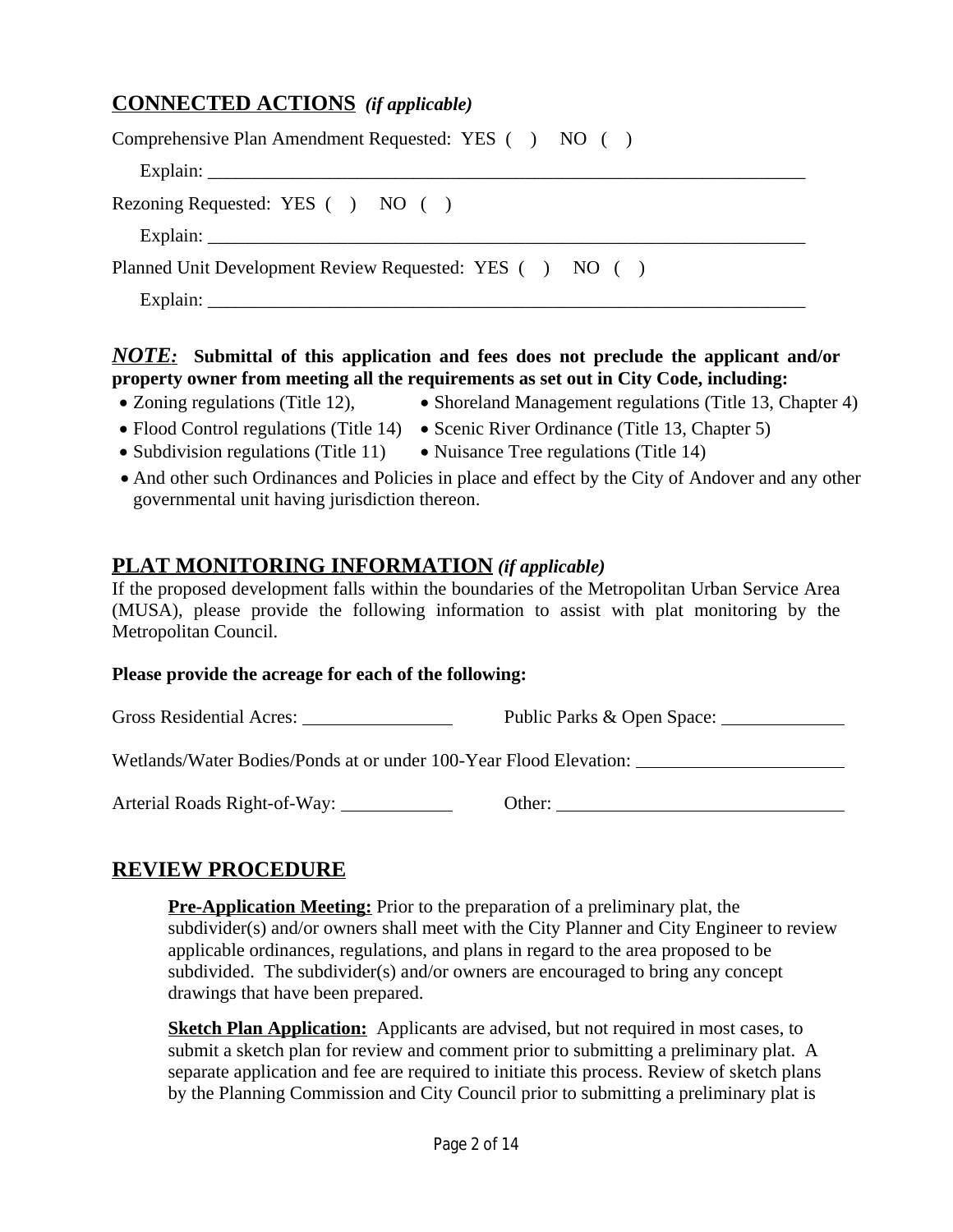## CONNECTED ACTIONS *(if applicable)*

Comprehensive Plan Amendment Requested: YES ( ) NO ( )

Explain: ___________________________________________________________________

Rezoning Requested: YES ( ) NO ( )

Explain: ___________________________________________________________________

Planned Unit Development Review Requested: YES ( ) NO ( )

Explain: ___________________________________________________________________

***NOTE:*** **Submittal of this application and fees does not preclude the applicant and/or property owner from meeting all the requirements as set out in City Code, including:**

- Zoning regulations (Title 12),
- Shoreland Management regulations (Title 13, Chapter 4)
- Flood Control regulations (Title 14)
- Scenic River Ordinance (Title 13, Chapter 5)
- Subdivision regulations (Title 11)
- Nuisance Tree regulations (Title 14)
- And other such Ordinances and Policies in place and effect by the City of Andover and any other governmental unit having jurisdiction thereon.

## PLAT MONITORING INFORMATION *(if applicable)*

If the proposed development falls within the boundaries of the Metropolitan Urban Service Area (MUSA), please provide the following information to assist with plat monitoring by the Metropolitan Council.

**Please provide the acreage for each of the following:**

Gross Residential Acres: ________________ Public Parks & Open Space: _____________

Wetlands/Water Bodies/Ponds at or under 100-Year Flood Elevation: ______________________

Arterial Roads Right-of-Way: ____________ Other: _______________________________

## REVIEW PROCEDURE

**Pre-Application Meeting:** Prior to the preparation of a preliminary plat, the subdivider(s) and/or owners shall meet with the City Planner and City Engineer to review applicable ordinances, regulations, and plans in regard to the area proposed to be subdivided. The subdivider(s) and/or owners are encouraged to bring any concept drawings that have been prepared.

**Sketch Plan Application:** Applicants are advised, but not required in most cases, to submit a sketch plan for review and comment prior to submitting a preliminary plat. A separate application and fee are required to initiate this process. Review of sketch plans by the Planning Commission and City Council prior to submitting a preliminary plat is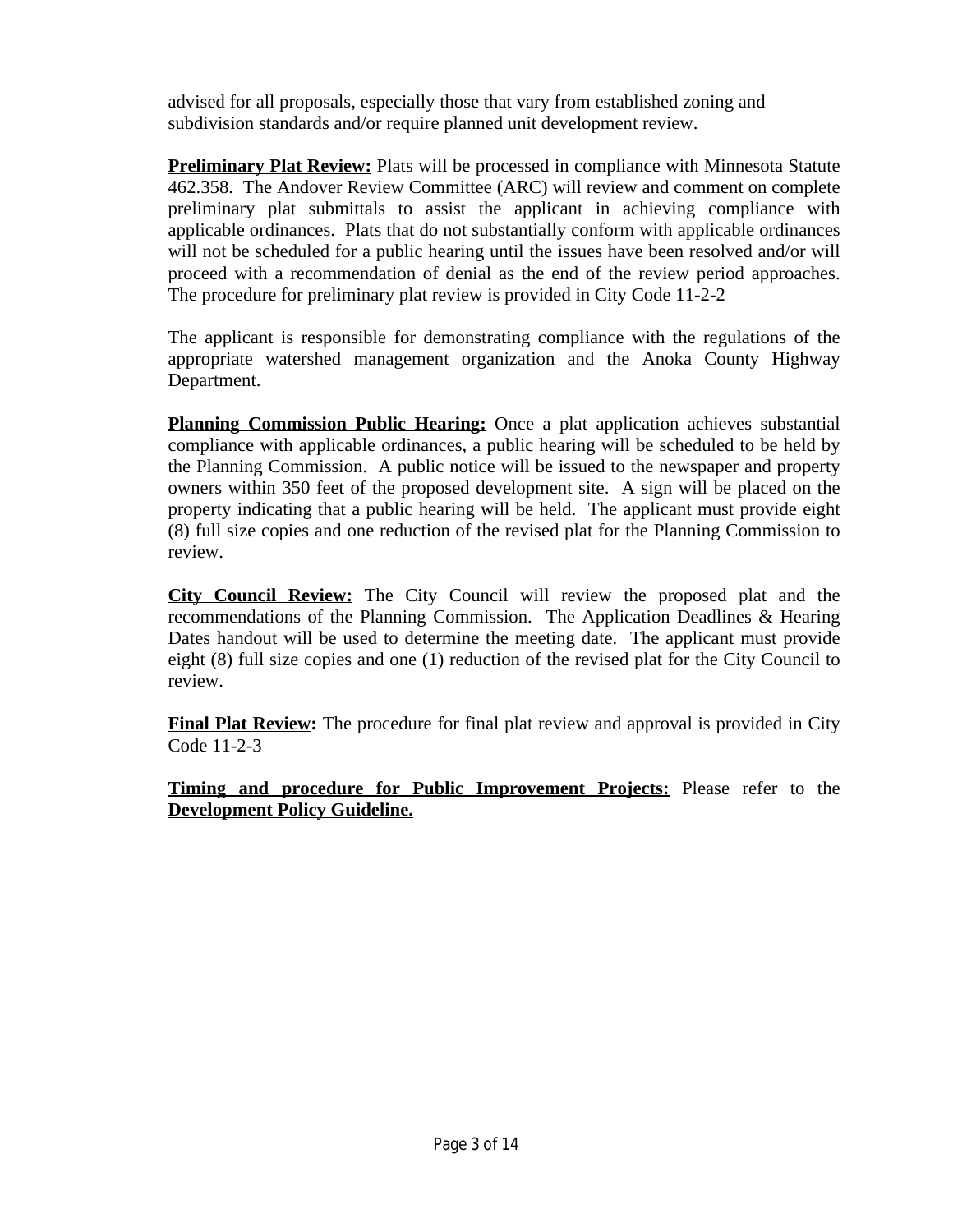advised for all proposals, especially those that vary from established zoning and subdivision standards and/or require planned unit development review.

**Preliminary Plat Review:** Plats will be processed in compliance with Minnesota Statute 462.358. The Andover Review Committee (ARC) will review and comment on complete preliminary plat submittals to assist the applicant in achieving compliance with applicable ordinances. Plats that do not substantially conform with applicable ordinances will not be scheduled for a public hearing until the issues have been resolved and/or will proceed with a recommendation of denial as the end of the review period approaches. The procedure for preliminary plat review is provided in City Code 11-2-2

The applicant is responsible for demonstrating compliance with the regulations of the appropriate watershed management organization and the Anoka County Highway Department.

**Planning Commission Public Hearing:** Once a plat application achieves substantial compliance with applicable ordinances, a public hearing will be scheduled to be held by the Planning Commission. A public notice will be issued to the newspaper and property owners within 350 feet of the proposed development site. A sign will be placed on the property indicating that a public hearing will be held. The applicant must provide eight (8) full size copies and one reduction of the revised plat for the Planning Commission to review.

**City Council Review:** The City Council will review the proposed plat and the recommendations of the Planning Commission. The Application Deadlines & Hearing Dates handout will be used to determine the meeting date. The applicant must provide eight (8) full size copies and one (1) reduction of the revised plat for the City Council to review.

**Final Plat Review:** The procedure for final plat review and approval is provided in City Code 11-2-3

**Timing and procedure for Public Improvement Projects:** Please refer to the **Development Policy Guideline.**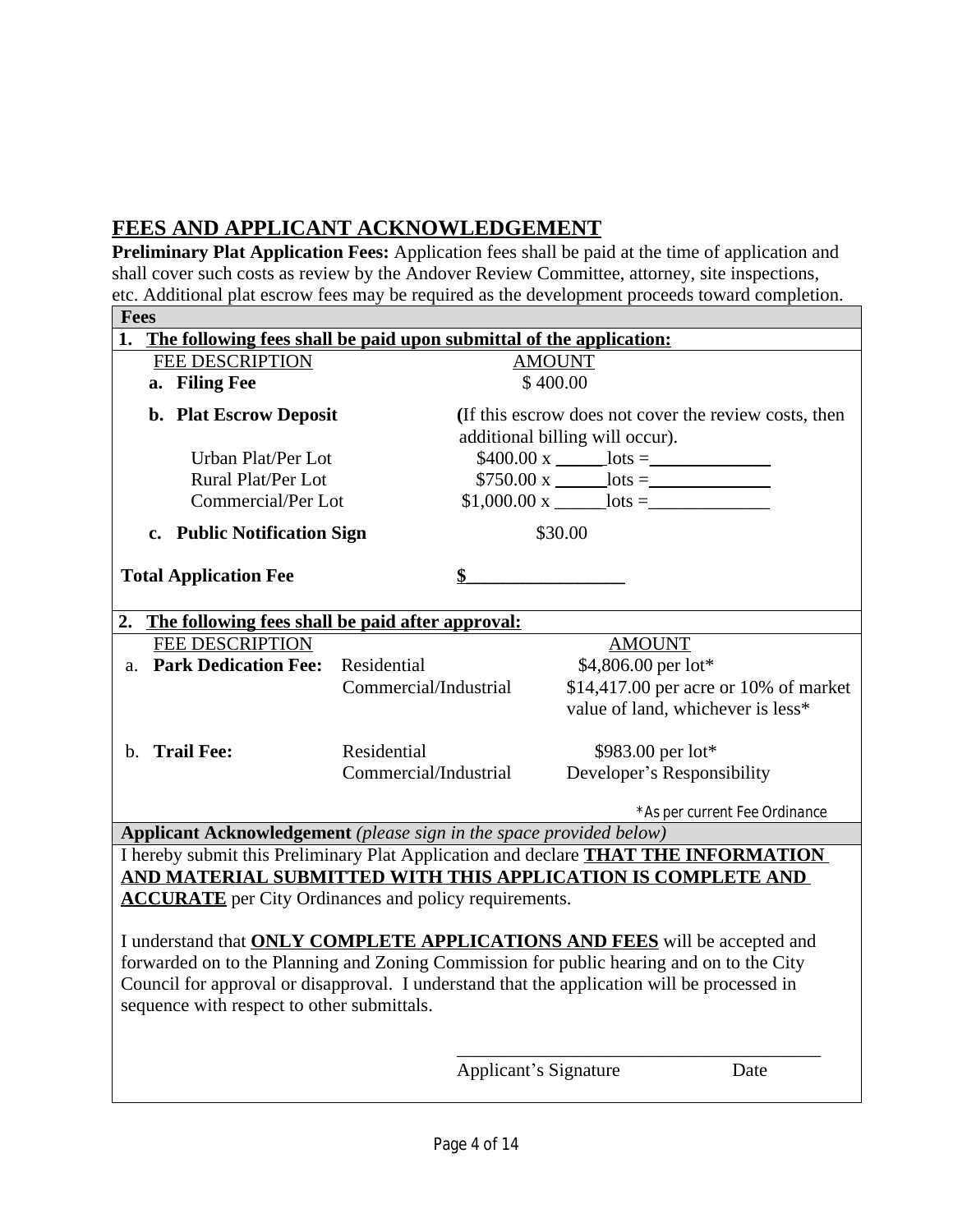## FEES AND APPLICANT ACKNOWLEDGEMENT

**Preliminary Plat Application Fees:** Application fees shall be paid at the time of application and shall cover such costs as review by the Andover Review Committee, attorney, site inspections, etc. Additional plat escrow fees may be required as the development proceeds toward completion.

**Fees**

**1. The following fees shall be paid upon submittal of the application:**

| FEE DESCRIPTION | AMOUNT |
|---|---|
| **a. Filing Fee** | $ 400.00 |
| **b. Plat Escrow Deposit** | **(**If this escrow does not cover the review costs, then additional billing will occur). |
| Urban Plat/Per Lot | $400.00 x _____ lots = _____________ |
| Rural Plat/Per Lot | $750.00 x _____ lots = _____________ |
| Commercial/Per Lot | $1,000.00 x _____ lots = _____________ |
| **c. Public Notification Sign** | $30.00 |
| **Total Application Fee** | **$_________________** |

**2. The following fees shall be paid after approval:**

| FEE DESCRIPTION | | AMOUNT |
|---|---|---|
| a. **Park Dedication Fee:** | Residential | $4,806.00 per lot* |
| | Commercial/Industrial | $14,417.00 per acre or 10% of market value of land, whichever is less* |
| b. **Trail Fee:** | Residential | $983.00 per lot* |
| | Commercial/Industrial | Developer's Responsibility |

*As per current Fee Ordinance

**Applicant Acknowledgement** *(please sign in the space provided below)*

I hereby submit this Preliminary Plat Application and declare **THAT THE INFORMATION AND MATERIAL SUBMITTED WITH THIS APPLICATION IS COMPLETE AND ACCURATE** per City Ordinances and policy requirements.

I understand that **ONLY COMPLETE APPLICATIONS AND FEES** will be accepted and forwarded on to the Planning and Zoning Commission for public hearing and on to the City Council for approval or disapproval. I understand that the application will be processed in sequence with respect to other submittals.

_______________________________________

Applicant's Signature Date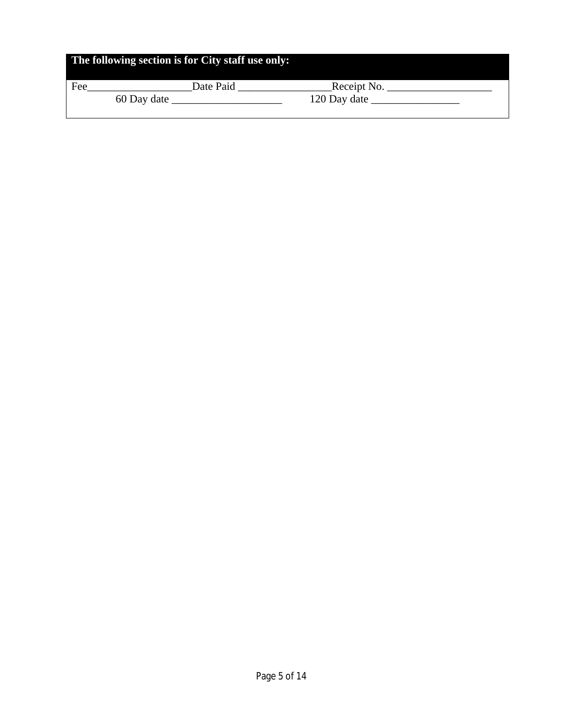**The following section is for City staff use only:**

Fee___________________Date Paid ________________Receipt No. ___________________

60 Day date ____________________ 120 Day date ________________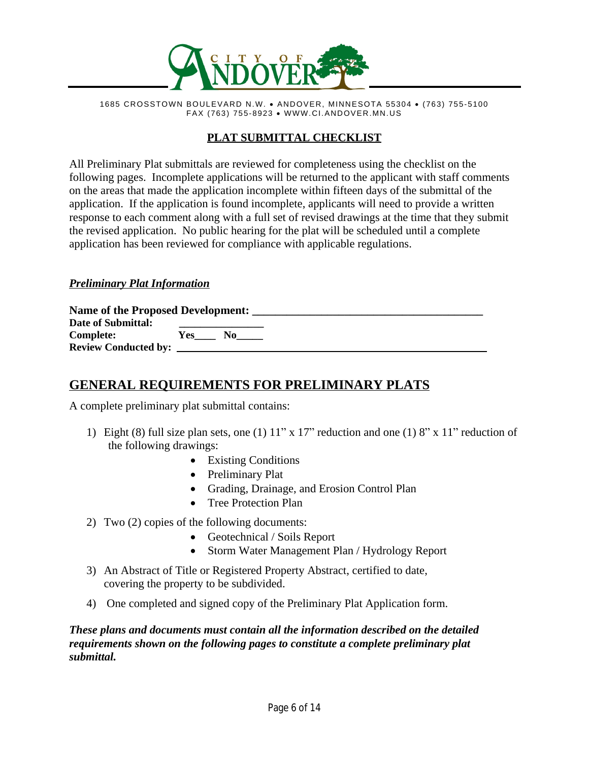CITY OF ANDOVER

1685 CROSSTOWN BOULEVARD N.W. • ANDOVER, MINNESOTA 55304 • (763) 755-5100
FAX (763) 755-8923 • WWW.CI.ANDOVER.MN.US

## PLAT SUBMITTAL CHECKLIST

All Preliminary Plat submittals are reviewed for completeness using the checklist on the following pages. Incomplete applications will be returned to the applicant with staff comments on the areas that made the application incomplete within fifteen days of the submittal of the application. If the application is found incomplete, applicants will need to provide a written response to each comment along with a full set of revised drawings at the time that they submit the revised application. No public hearing for the plat will be scheduled until a complete application has been reviewed for compliance with applicable regulations.

***Preliminary Plat Information***

**Name of the Proposed Development:** ________________________________________
**Date of Submittal:** ________________
**Complete:** **Yes**____ **No**_____
**Review Conducted by:** ________________________________________

## GENERAL REQUIREMENTS FOR PRELIMINARY PLATS

A complete preliminary plat submittal contains:

1) Eight (8) full size plan sets, one (1) 11" x 17" reduction and one (1) 8" x 11" reduction of the following drawings:
   - Existing Conditions
   - Preliminary Plat
   - Grading, Drainage, and Erosion Control Plan
   - Tree Protection Plan
2) Two (2) copies of the following documents:
   - Geotechnical / Soils Report
   - Storm Water Management Plan / Hydrology Report
3) An Abstract of Title or Registered Property Abstract, certified to date, covering the property to be subdivided.
4) One completed and signed copy of the Preliminary Plat Application form.

***These plans and documents must contain all the information described on the detailed requirements shown on the following pages to constitute a complete preliminary plat submittal.***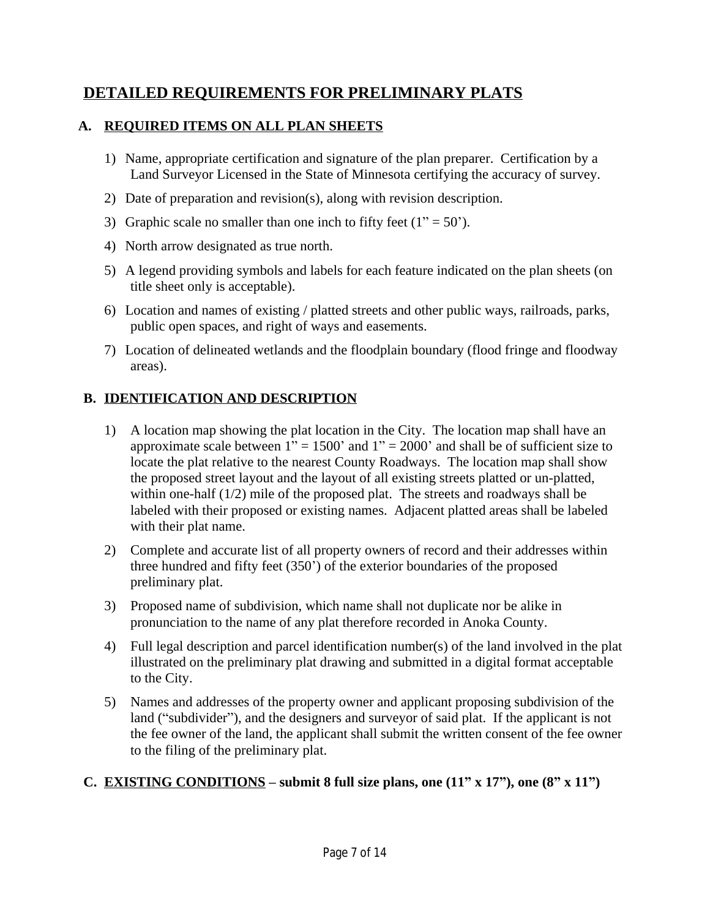# DETAILED REQUIREMENTS FOR PRELIMINARY PLATS

## A. REQUIRED ITEMS ON ALL PLAN SHEETS

1) Name, appropriate certification and signature of the plan preparer. Certification by a Land Surveyor Licensed in the State of Minnesota certifying the accuracy of survey.
2) Date of preparation and revision(s), along with revision description.
3) Graphic scale no smaller than one inch to fifty feet (1" = 50').
4) North arrow designated as true north.
5) A legend providing symbols and labels for each feature indicated on the plan sheets (on title sheet only is acceptable).
6) Location and names of existing / platted streets and other public ways, railroads, parks, public open spaces, and right of ways and easements.
7) Location of delineated wetlands and the floodplain boundary (flood fringe and floodway areas).

## B. IDENTIFICATION AND DESCRIPTION

1) A location map showing the plat location in the City. The location map shall have an approximate scale between 1" = 1500' and 1" = 2000' and shall be of sufficient size to locate the plat relative to the nearest County Roadways. The location map shall show the proposed street layout and the layout of all existing streets platted or un-platted, within one-half (1/2) mile of the proposed plat. The streets and roadways shall be labeled with their proposed or existing names. Adjacent platted areas shall be labeled with their plat name.
2) Complete and accurate list of all property owners of record and their addresses within three hundred and fifty feet (350') of the exterior boundaries of the proposed preliminary plat.
3) Proposed name of subdivision, which name shall not duplicate nor be alike in pronunciation to the name of any plat therefore recorded in Anoka County.
4) Full legal description and parcel identification number(s) of the land involved in the plat illustrated on the preliminary plat drawing and submitted in a digital format acceptable to the City.
5) Names and addresses of the property owner and applicant proposing subdivision of the land ("subdivider"), and the designers and surveyor of said plat. If the applicant is not the fee owner of the land, the applicant shall submit the written consent of the fee owner to the filing of the preliminary plat.

## C. EXISTING CONDITIONS – submit 8 full size plans, one (11" x 17"), one (8" x 11")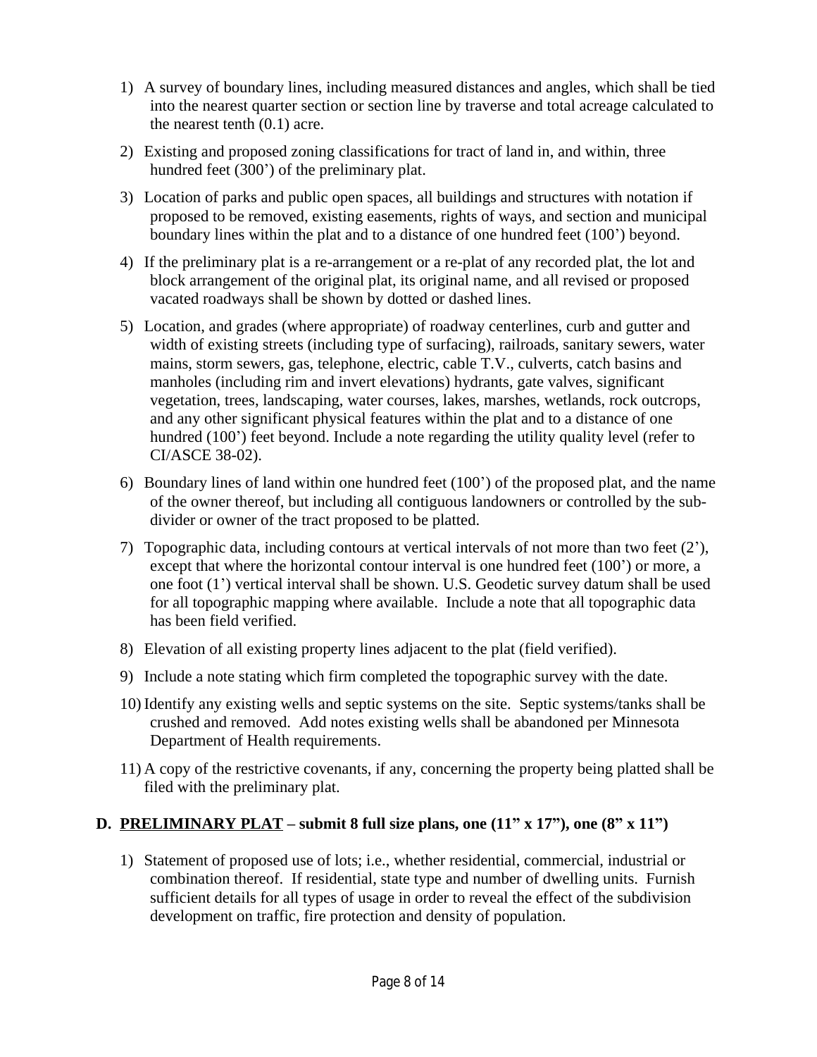1) A survey of boundary lines, including measured distances and angles, which shall be tied into the nearest quarter section or section line by traverse and total acreage calculated to the nearest tenth (0.1) acre.

2) Existing and proposed zoning classifications for tract of land in, and within, three hundred feet (300') of the preliminary plat.

3) Location of parks and public open spaces, all buildings and structures with notation if proposed to be removed, existing easements, rights of ways, and section and municipal boundary lines within the plat and to a distance of one hundred feet (100') beyond.

4) If the preliminary plat is a re-arrangement or a re-plat of any recorded plat, the lot and block arrangement of the original plat, its original name, and all revised or proposed vacated roadways shall be shown by dotted or dashed lines.

5) Location, and grades (where appropriate) of roadway centerlines, curb and gutter and width of existing streets (including type of surfacing), railroads, sanitary sewers, water mains, storm sewers, gas, telephone, electric, cable T.V., culverts, catch basins and manholes (including rim and invert elevations) hydrants, gate valves, significant vegetation, trees, landscaping, water courses, lakes, marshes, wetlands, rock outcrops, and any other significant physical features within the plat and to a distance of one hundred (100') feet beyond. Include a note regarding the utility quality level (refer to CI/ASCE 38-02).

6) Boundary lines of land within one hundred feet (100') of the proposed plat, and the name of the owner thereof, but including all contiguous landowners or controlled by the sub-divider or owner of the tract proposed to be platted.

7) Topographic data, including contours at vertical intervals of not more than two feet (2'), except that where the horizontal contour interval is one hundred feet (100') or more, a one foot (1') vertical interval shall be shown. U.S. Geodetic survey datum shall be used for all topographic mapping where available. Include a note that all topographic data has been field verified.

8) Elevation of all existing property lines adjacent to the plat (field verified).

9) Include a note stating which firm completed the topographic survey with the date.

10) Identify any existing wells and septic systems on the site. Septic systems/tanks shall be crushed and removed. Add notes existing wells shall be abandoned per Minnesota Department of Health requirements.

11) A copy of the restrictive covenants, if any, concerning the property being platted shall be filed with the preliminary plat.

### D. <u>PRELIMINARY PLAT</u> – submit 8 full size plans, one (11" x 17"), one (8" x 11")

1) Statement of proposed use of lots; i.e., whether residential, commercial, industrial or combination thereof. If residential, state type and number of dwelling units. Furnish sufficient details for all types of usage in order to reveal the effect of the subdivision development on traffic, fire protection and density of population.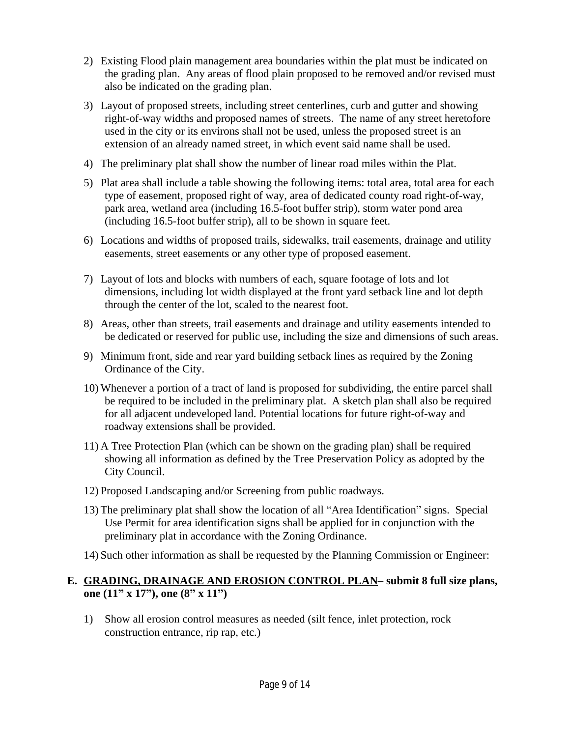2) Existing Flood plain management area boundaries within the plat must be indicated on the grading plan. Any areas of flood plain proposed to be removed and/or revised must also be indicated on the grading plan.

3) Layout of proposed streets, including street centerlines, curb and gutter and showing right-of-way widths and proposed names of streets. The name of any street heretofore used in the city or its environs shall not be used, unless the proposed street is an extension of an already named street, in which event said name shall be used.

4) The preliminary plat shall show the number of linear road miles within the Plat.

5) Plat area shall include a table showing the following items: total area, total area for each type of easement, proposed right of way, area of dedicated county road right-of-way, park area, wetland area (including 16.5-foot buffer strip), storm water pond area (including 16.5-foot buffer strip), all to be shown in square feet.

6) Locations and widths of proposed trails, sidewalks, trail easements, drainage and utility easements, street easements or any other type of proposed easement.

7) Layout of lots and blocks with numbers of each, square footage of lots and lot dimensions, including lot width displayed at the front yard setback line and lot depth through the center of the lot, scaled to the nearest foot.

8) Areas, other than streets, trail easements and drainage and utility easements intended to be dedicated or reserved for public use, including the size and dimensions of such areas.

9) Minimum front, side and rear yard building setback lines as required by the Zoning Ordinance of the City.

10) Whenever a portion of a tract of land is proposed for subdividing, the entire parcel shall be required to be included in the preliminary plat. A sketch plan shall also be required for all adjacent undeveloped land. Potential locations for future right-of-way and roadway extensions shall be provided.

11) A Tree Protection Plan (which can be shown on the grading plan) shall be required showing all information as defined by the Tree Preservation Policy as adopted by the City Council.

12) Proposed Landscaping and/or Screening from public roadways.

13) The preliminary plat shall show the location of all "Area Identification" signs. Special Use Permit for area identification signs shall be applied for in conjunction with the preliminary plat in accordance with the Zoning Ordinance.

14) Such other information as shall be requested by the Planning Commission or Engineer:

**E. <u>GRADING, DRAINAGE AND EROSION CONTROL PLAN</u>– submit 8 full size plans, one (11" x 17"), one (8" x 11")**

1) Show all erosion control measures as needed (silt fence, inlet protection, rock construction entrance, rip rap, etc.)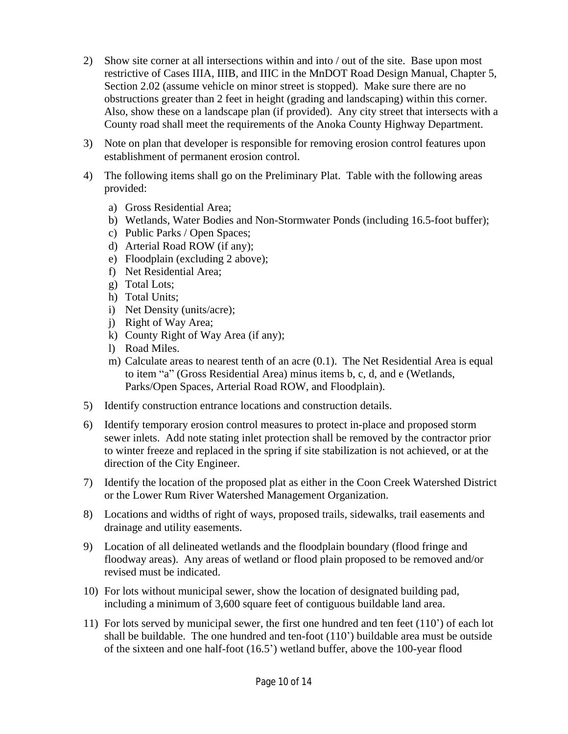2) Show site corner at all intersections within and into / out of the site. Base upon most restrictive of Cases IIIA, IIIB, and IIIC in the MnDOT Road Design Manual, Chapter 5, Section 2.02 (assume vehicle on minor street is stopped). Make sure there are no obstructions greater than 2 feet in height (grading and landscaping) within this corner. Also, show these on a landscape plan (if provided). Any city street that intersects with a County road shall meet the requirements of the Anoka County Highway Department.

3) Note on plan that developer is responsible for removing erosion control features upon establishment of permanent erosion control.

4) The following items shall go on the Preliminary Plat. Table with the following areas provided:

   a) Gross Residential Area;
   b) Wetlands, Water Bodies and Non-Stormwater Ponds (including 16.5-foot buffer);
   c) Public Parks / Open Spaces;
   d) Arterial Road ROW (if any);
   e) Floodplain (excluding 2 above);
   f) Net Residential Area;
   g) Total Lots;
   h) Total Units;
   i) Net Density (units/acre);
   j) Right of Way Area;
   k) County Right of Way Area (if any);
   l) Road Miles.
   m) Calculate areas to nearest tenth of an acre (0.1). The Net Residential Area is equal to item "a" (Gross Residential Area) minus items b, c, d, and e (Wetlands, Parks/Open Spaces, Arterial Road ROW, and Floodplain).

5) Identify construction entrance locations and construction details.

6) Identify temporary erosion control measures to protect in-place and proposed storm sewer inlets. Add note stating inlet protection shall be removed by the contractor prior to winter freeze and replaced in the spring if site stabilization is not achieved, or at the direction of the City Engineer.

7) Identify the location of the proposed plat as either in the Coon Creek Watershed District or the Lower Rum River Watershed Management Organization.

8) Locations and widths of right of ways, proposed trails, sidewalks, trail easements and drainage and utility easements.

9) Location of all delineated wetlands and the floodplain boundary (flood fringe and floodway areas). Any areas of wetland or flood plain proposed to be removed and/or revised must be indicated.

10) For lots without municipal sewer, show the location of designated building pad, including a minimum of 3,600 square feet of contiguous buildable land area.

11) For lots served by municipal sewer, the first one hundred and ten feet (110') of each lot shall be buildable. The one hundred and ten-foot (110') buildable area must be outside of the sixteen and one half-foot (16.5') wetland buffer, above the 100-year flood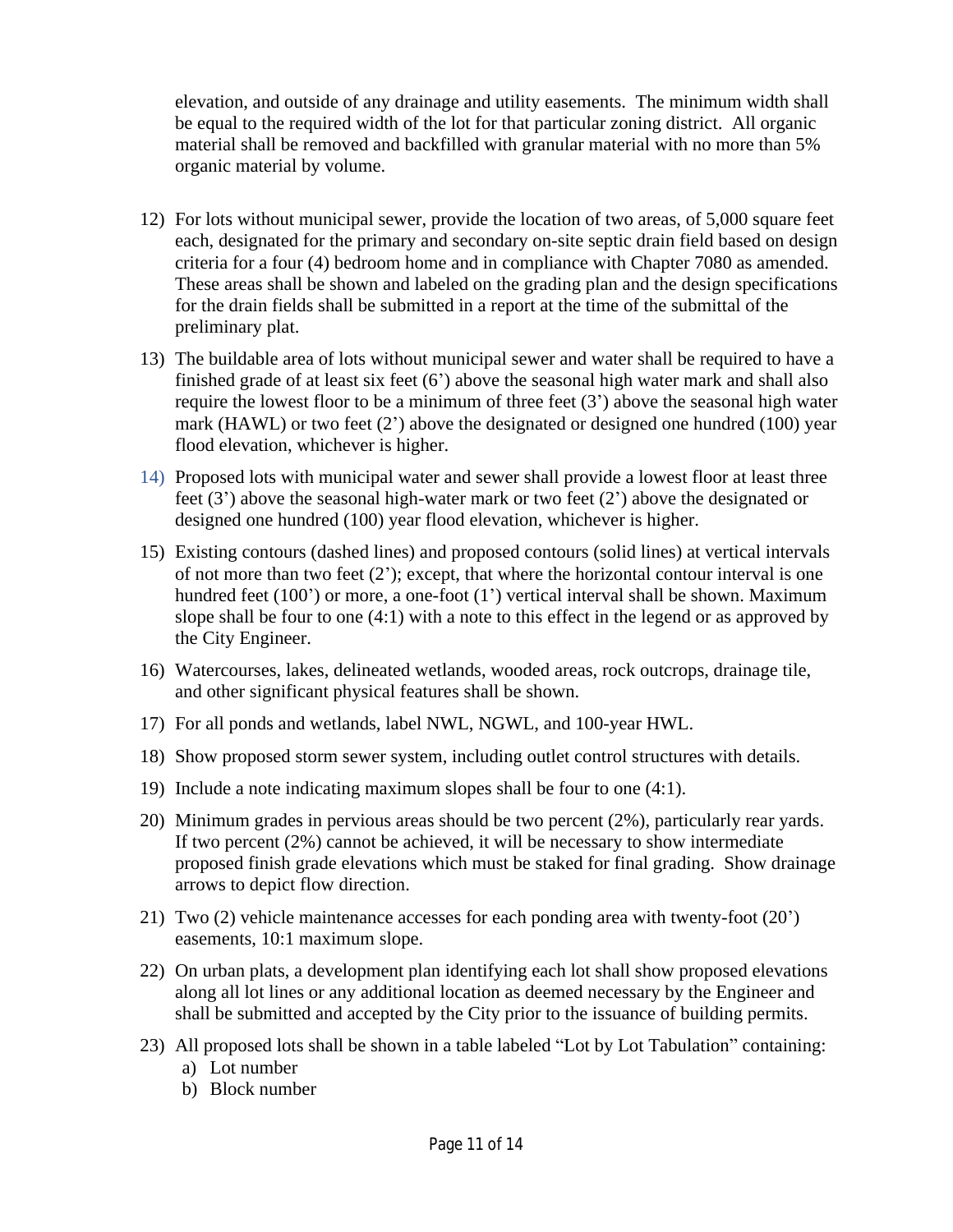elevation, and outside of any drainage and utility easements. The minimum width shall be equal to the required width of the lot for that particular zoning district. All organic material shall be removed and backfilled with granular material with no more than 5% organic material by volume.

12) For lots without municipal sewer, provide the location of two areas, of 5,000 square feet each, designated for the primary and secondary on-site septic drain field based on design criteria for a four (4) bedroom home and in compliance with Chapter 7080 as amended. These areas shall be shown and labeled on the grading plan and the design specifications for the drain fields shall be submitted in a report at the time of the submittal of the preliminary plat.

13) The buildable area of lots without municipal sewer and water shall be required to have a finished grade of at least six feet (6') above the seasonal high water mark and shall also require the lowest floor to be a minimum of three feet (3') above the seasonal high water mark (HAWL) or two feet (2') above the designated or designed one hundred (100) year flood elevation, whichever is higher.

14) Proposed lots with municipal water and sewer shall provide a lowest floor at least three feet (3') above the seasonal high-water mark or two feet (2') above the designated or designed one hundred (100) year flood elevation, whichever is higher.

15) Existing contours (dashed lines) and proposed contours (solid lines) at vertical intervals of not more than two feet (2'); except, that where the horizontal contour interval is one hundred feet (100') or more, a one-foot (1') vertical interval shall be shown. Maximum slope shall be four to one (4:1) with a note to this effect in the legend or as approved by the City Engineer.

16) Watercourses, lakes, delineated wetlands, wooded areas, rock outcrops, drainage tile, and other significant physical features shall be shown.

17) For all ponds and wetlands, label NWL, NGWL, and 100-year HWL.

18) Show proposed storm sewer system, including outlet control structures with details.

19) Include a note indicating maximum slopes shall be four to one (4:1).

20) Minimum grades in pervious areas should be two percent (2%), particularly rear yards. If two percent (2%) cannot be achieved, it will be necessary to show intermediate proposed finish grade elevations which must be staked for final grading. Show drainage arrows to depict flow direction.

21) Two (2) vehicle maintenance accesses for each ponding area with twenty-foot (20') easements, 10:1 maximum slope.

22) On urban plats, a development plan identifying each lot shall show proposed elevations along all lot lines or any additional location as deemed necessary by the Engineer and shall be submitted and accepted by the City prior to the issuance of building permits.

23) All proposed lots shall be shown in a table labeled "Lot by Lot Tabulation" containing:
    a) Lot number
    b) Block number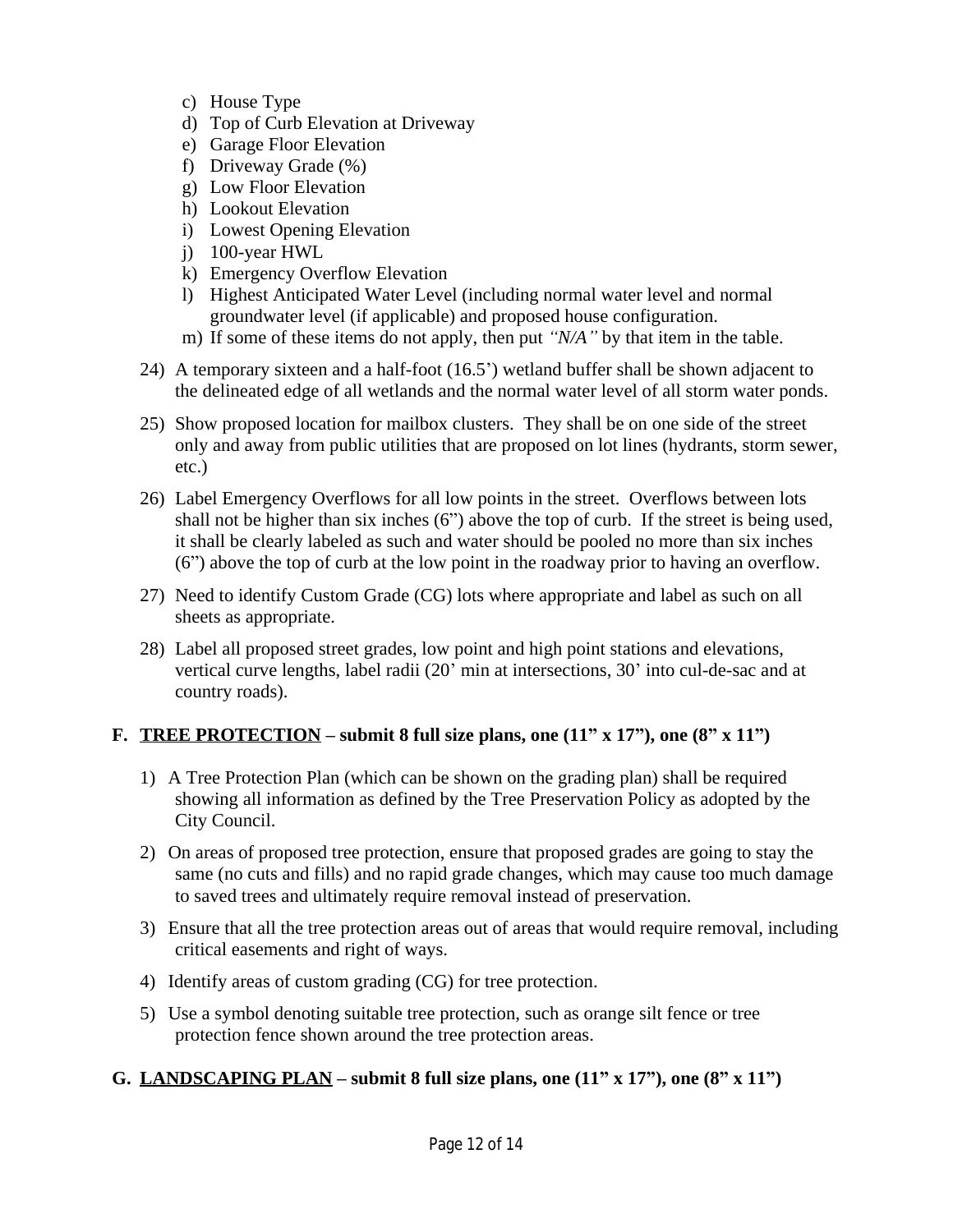c) House Type
d) Top of Curb Elevation at Driveway
e) Garage Floor Elevation
f) Driveway Grade (%)
g) Low Floor Elevation
h) Lookout Elevation
i) Lowest Opening Elevation
j) 100-year HWL
k) Emergency Overflow Elevation
l) Highest Anticipated Water Level (including normal water level and normal groundwater level (if applicable) and proposed house configuration.
m) If some of these items do not apply, then put *"N/A"* by that item in the table.

24) A temporary sixteen and a half-foot (16.5') wetland buffer shall be shown adjacent to the delineated edge of all wetlands and the normal water level of all storm water ponds.

25) Show proposed location for mailbox clusters. They shall be on one side of the street only and away from public utilities that are proposed on lot lines (hydrants, storm sewer, etc.)

26) Label Emergency Overflows for all low points in the street. Overflows between lots shall not be higher than six inches (6") above the top of curb. If the street is being used, it shall be clearly labeled as such and water should be pooled no more than six inches (6") above the top of curb at the low point in the roadway prior to having an overflow.

27) Need to identify Custom Grade (CG) lots where appropriate and label as such on all sheets as appropriate.

28) Label all proposed street grades, low point and high point stations and elevations, vertical curve lengths, label radii (20' min at intersections, 30' into cul-de-sac and at country roads).

## F. <u>TREE PROTECTION</u> – submit 8 full size plans, one (11" x 17"), one (8" x 11")

1) A Tree Protection Plan (which can be shown on the grading plan) shall be required showing all information as defined by the Tree Preservation Policy as adopted by the City Council.

2) On areas of proposed tree protection, ensure that proposed grades are going to stay the same (no cuts and fills) and no rapid grade changes, which may cause too much damage to saved trees and ultimately require removal instead of preservation.

3) Ensure that all the tree protection areas out of areas that would require removal, including critical easements and right of ways.

4) Identify areas of custom grading (CG) for tree protection.

5) Use a symbol denoting suitable tree protection, such as orange silt fence or tree protection fence shown around the tree protection areas.

## G. <u>LANDSCAPING PLAN</u> – submit 8 full size plans, one (11" x 17"), one (8" x 11")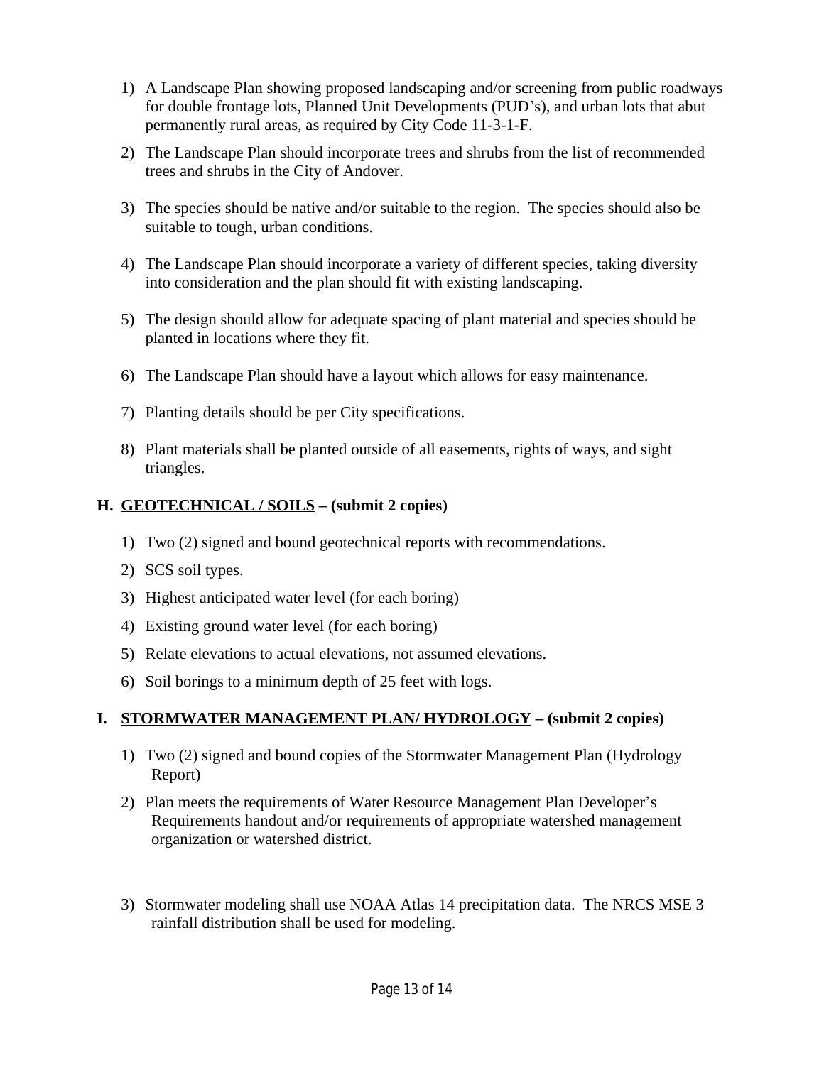1) A Landscape Plan showing proposed landscaping and/or screening from public roadways for double frontage lots, Planned Unit Developments (PUD's), and urban lots that abut permanently rural areas, as required by City Code 11-3-1-F.

2) The Landscape Plan should incorporate trees and shrubs from the list of recommended trees and shrubs in the City of Andover.

3) The species should be native and/or suitable to the region. The species should also be suitable to tough, urban conditions.

4) The Landscape Plan should incorporate a variety of different species, taking diversity into consideration and the plan should fit with existing landscaping.

5) The design should allow for adequate spacing of plant material and species should be planted in locations where they fit.

6) The Landscape Plan should have a layout which allows for easy maintenance.

7) Planting details should be per City specifications.

8) Plant materials shall be planted outside of all easements, rights of ways, and sight triangles.

## H. <u>GEOTECHNICAL / SOILS</u> – (submit 2 copies)

1) Two (2) signed and bound geotechnical reports with recommendations.
2) SCS soil types.
3) Highest anticipated water level (for each boring)
4) Existing ground water level (for each boring)
5) Relate elevations to actual elevations, not assumed elevations.
6) Soil borings to a minimum depth of 25 feet with logs.

## I. <u>STORMWATER MANAGEMENT PLAN/ HYDROLOGY</u> – (submit 2 copies)

1) Two (2) signed and bound copies of the Stormwater Management Plan (Hydrology Report)

2) Plan meets the requirements of Water Resource Management Plan Developer's Requirements handout and/or requirements of appropriate watershed management organization or watershed district.

3) Stormwater modeling shall use NOAA Atlas 14 precipitation data. The NRCS MSE 3 rainfall distribution shall be used for modeling.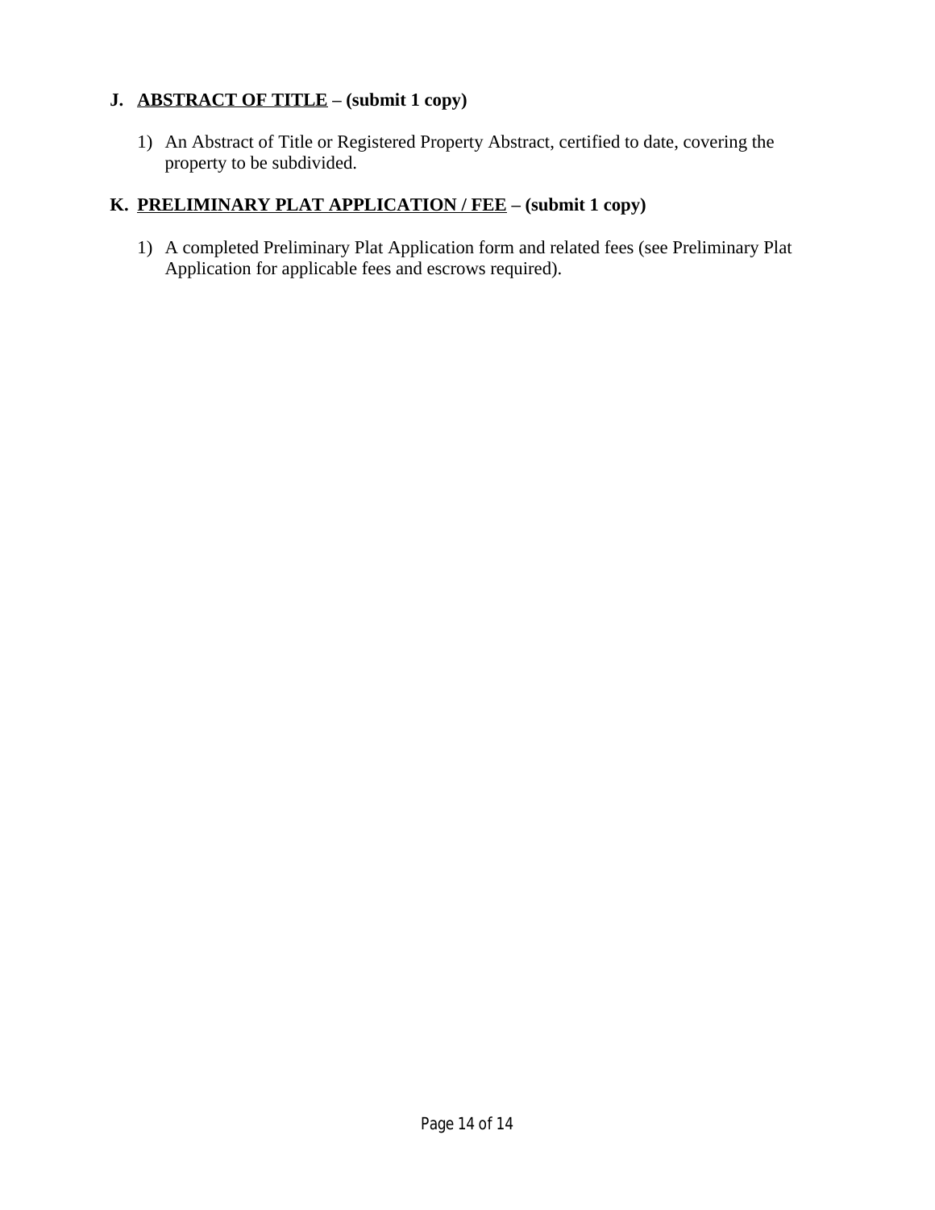**J. <u>ABSTRACT OF TITLE</u> – (submit 1 copy)**

1) An Abstract of Title or Registered Property Abstract, certified to date, covering the property to be subdivided.

**K. <u>PRELIMINARY PLAT APPLICATION / FEE</u> – (submit 1 copy)**

1) A completed Preliminary Plat Application form and related fees (see Preliminary Plat Application for applicable fees and escrows required).